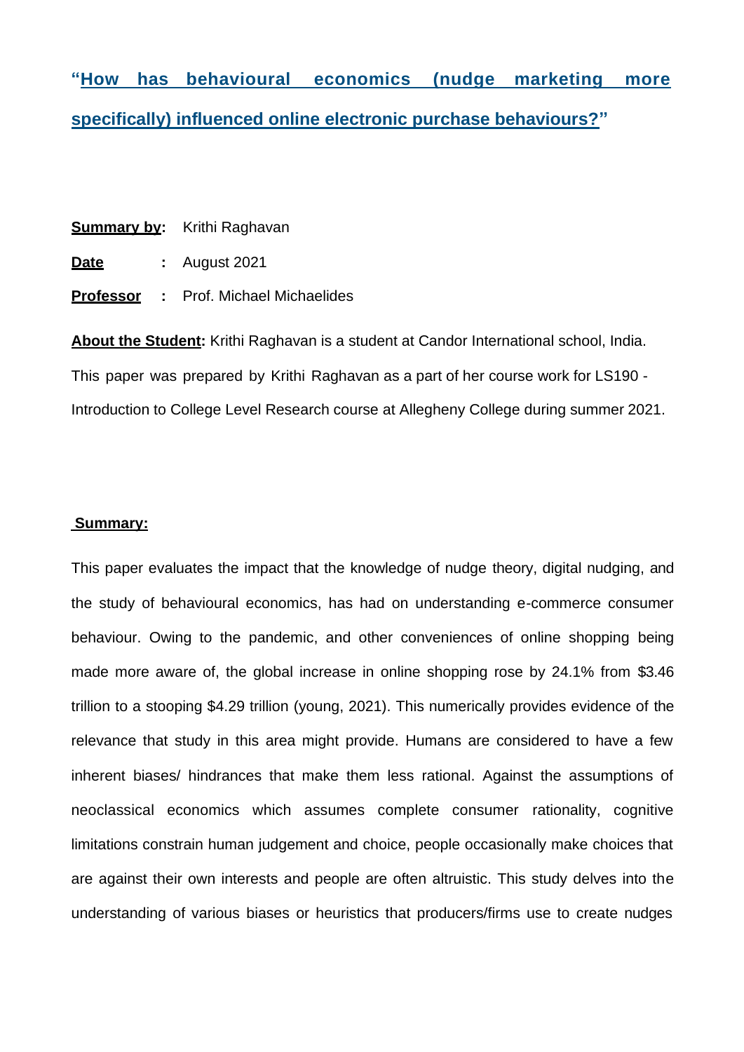# "How has behavioural economics (nudge marketing more specifically) influenced online electronic purchase behaviours?"

**Summary by:** Krithi Raghavan

**Date :** August 2021

**Professor :** Prof. Michael Michaelides

**About the Student:** Krithi Raghavan is a student at Candor International school, India. This paper was prepared by Krithi Raghavan as a part of her course work for LS190 - Introduction to College Level Research course at Allegheny College during summer 2021.

## Summary:

This paper evaluates the impact that the knowledge of nudge theory, digital nudging, and the study of behavioural economics, has had on understanding e-commerce consumer behaviour. Owing to the pandemic, and other conveniences of online shopping being made more aware of, the global increase in online shopping rose by 24.1% from $3.46 trillion to a stooping $4.29 trillion (young, 2021). This numerically provides evidence of the relevance that study in this area might provide. Humans are considered to have a few inherent biases/ hindrances that make them less rational. Against the assumptions of neoclassical economics which assumes complete consumer rationality, cognitive limitations constrain human judgement and choice, people occasionally make choices that are against their own interests and people are often altruistic. This study delves into the understanding of various biases or heuristics that producers/firms use to create nudges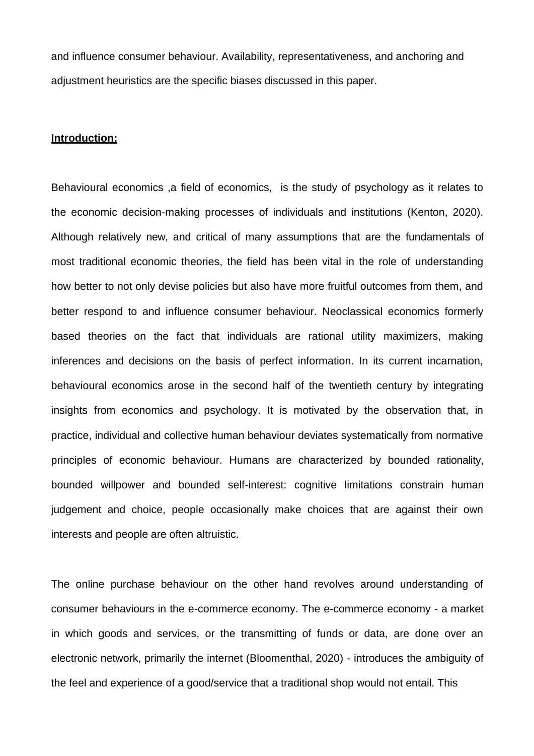and influence consumer behaviour. Availability, representativeness, and anchoring and adjustment heuristics are the specific biases discussed in this paper.

**Introduction:**

Behavioural economics ,a field of economics, is the study of psychology as it relates to the economic decision-making processes of individuals and institutions (Kenton, 2020). Although relatively new, and critical of many assumptions that are the fundamentals of most traditional economic theories, the field has been vital in the role of understanding how better to not only devise policies but also have more fruitful outcomes from them, and better respond to and influence consumer behaviour. Neoclassical economics formerly based theories on the fact that individuals are rational utility maximizers, making inferences and decisions on the basis of perfect information. In its current incarnation, behavioural economics arose in the second half of the twentieth century by integrating insights from economics and psychology. It is motivated by the observation that, in practice, individual and collective human behaviour deviates systematically from normative principles of economic behaviour. Humans are characterized by bounded rationality, bounded willpower and bounded self-interest: cognitive limitations constrain human judgement and choice, people occasionally make choices that are against their own interests and people are often altruistic.

The online purchase behaviour on the other hand revolves around understanding of consumer behaviours in the e-commerce economy. The e-commerce economy - a market in which goods and services, or the transmitting of funds or data, are done over an electronic network, primarily the internet (Bloomenthal, 2020) - introduces the ambiguity of the feel and experience of a good/service that a traditional shop would not entail. This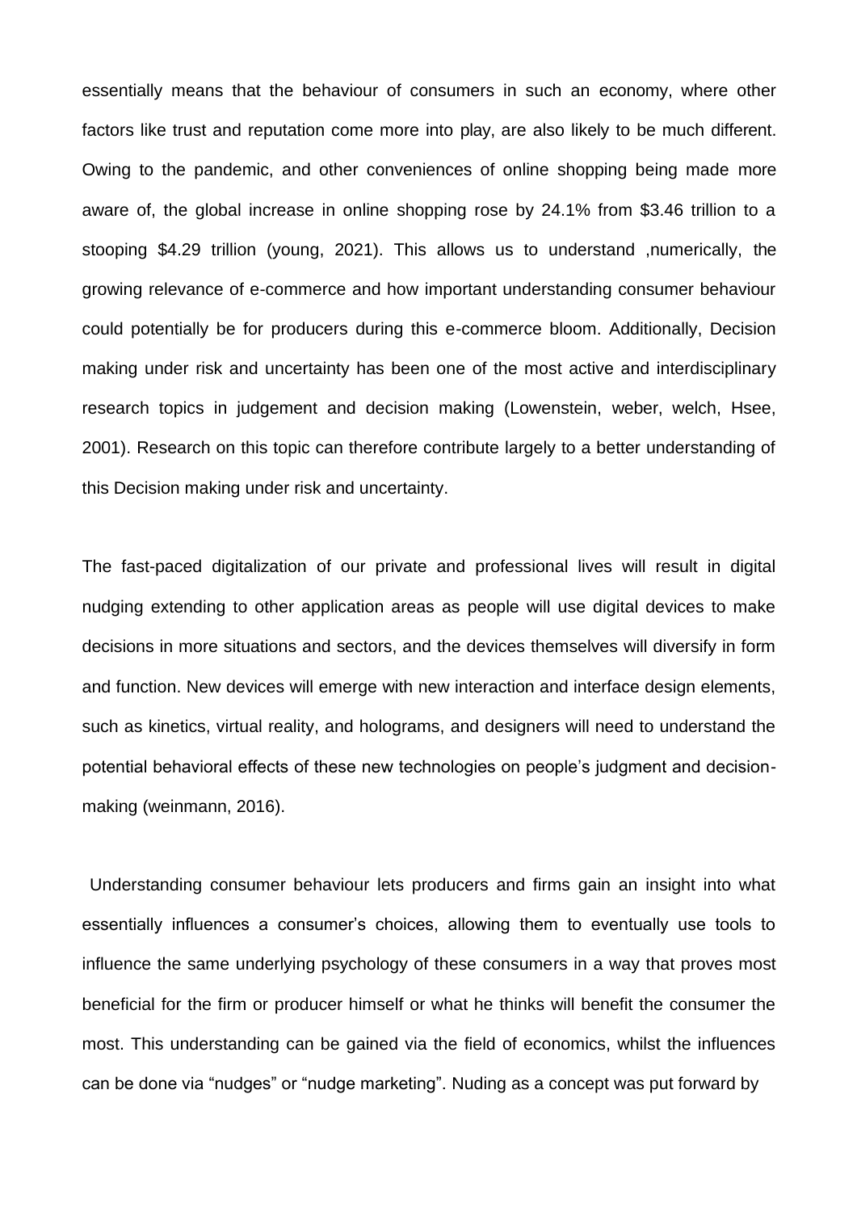essentially means that the behaviour of consumers in such an economy, where other factors like trust and reputation come more into play, are also likely to be much different. Owing to the pandemic, and other conveniences of online shopping being made more aware of, the global increase in online shopping rose by 24.1% from $3.46 trillion to a stooping $4.29 trillion (young, 2021). This allows us to understand ,numerically, the growing relevance of e-commerce and how important understanding consumer behaviour could potentially be for producers during this e-commerce bloom. Additionally, Decision making under risk and uncertainty has been one of the most active and interdisciplinary research topics in judgement and decision making (Lowenstein, weber, welch, Hsee, 2001). Research on this topic can therefore contribute largely to a better understanding of this Decision making under risk and uncertainty.

The fast-paced digitalization of our private and professional lives will result in digital nudging extending to other application areas as people will use digital devices to make decisions in more situations and sectors, and the devices themselves will diversify in form and function. New devices will emerge with new interaction and interface design elements, such as kinetics, virtual reality, and holograms, and designers will need to understand the potential behavioral effects of these new technologies on people's judgment and decision-making (weinmann, 2016).

Understanding consumer behaviour lets producers and firms gain an insight into what essentially influences a consumer's choices, allowing them to eventually use tools to influence the same underlying psychology of these consumers in a way that proves most beneficial for the firm or producer himself or what he thinks will benefit the consumer the most. This understanding can be gained via the field of economics, whilst the influences can be done via "nudges" or "nudge marketing". Nuding as a concept was put forward by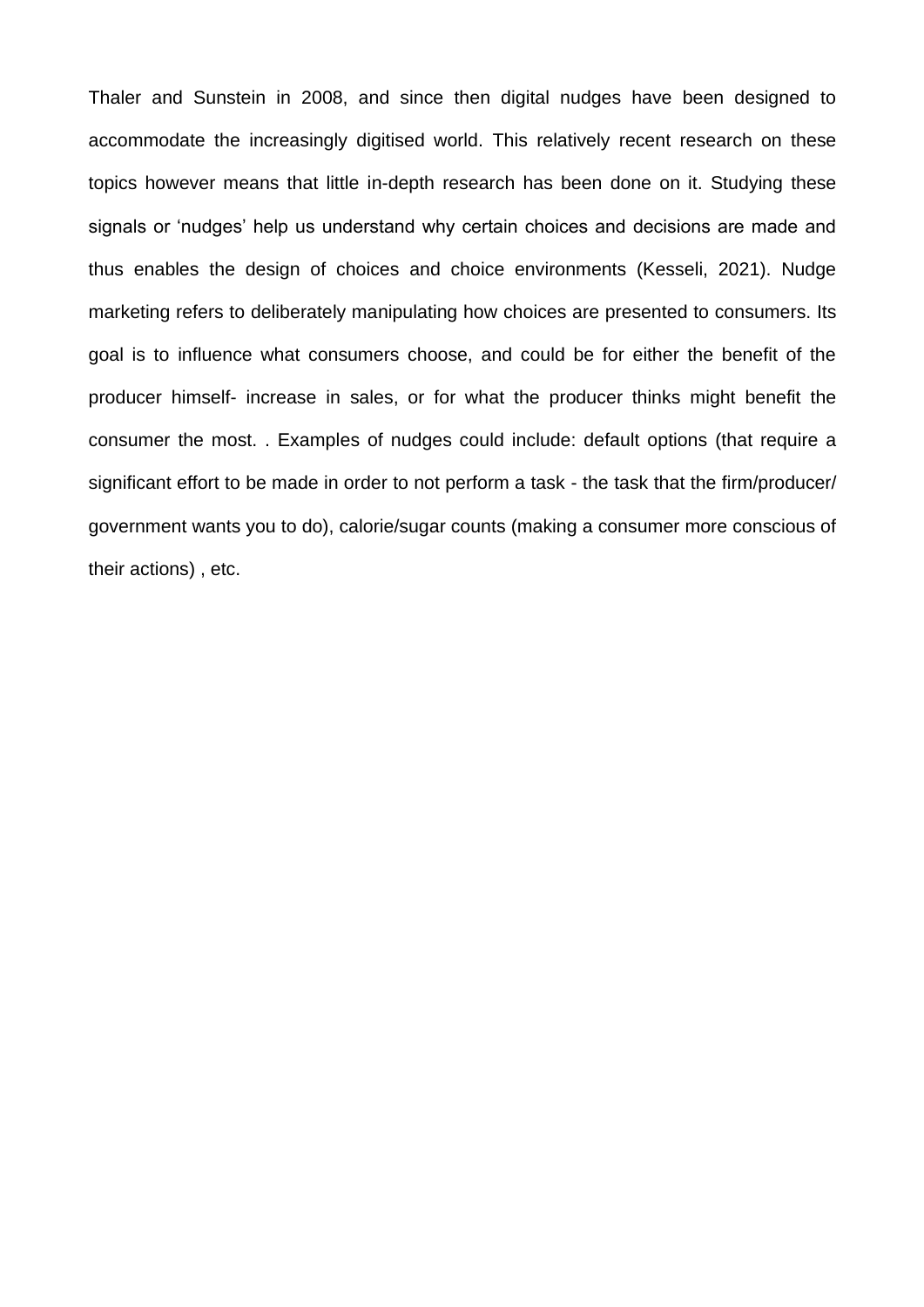Thaler and Sunstein in 2008, and since then digital nudges have been designed to accommodate the increasingly digitised world. This relatively recent research on these topics however means that little in-depth research has been done on it. Studying these signals or 'nudges' help us understand why certain choices and decisions are made and thus enables the design of choices and choice environments (Kesseli, 2021). Nudge marketing refers to deliberately manipulating how choices are presented to consumers. Its goal is to influence what consumers choose, and could be for either the benefit of the producer himself- increase in sales, or for what the producer thinks might benefit the consumer the most. . Examples of nudges could include: default options (that require a significant effort to be made in order to not perform a task - the task that the firm/producer/government wants you to do), calorie/sugar counts (making a consumer more conscious of their actions) , etc.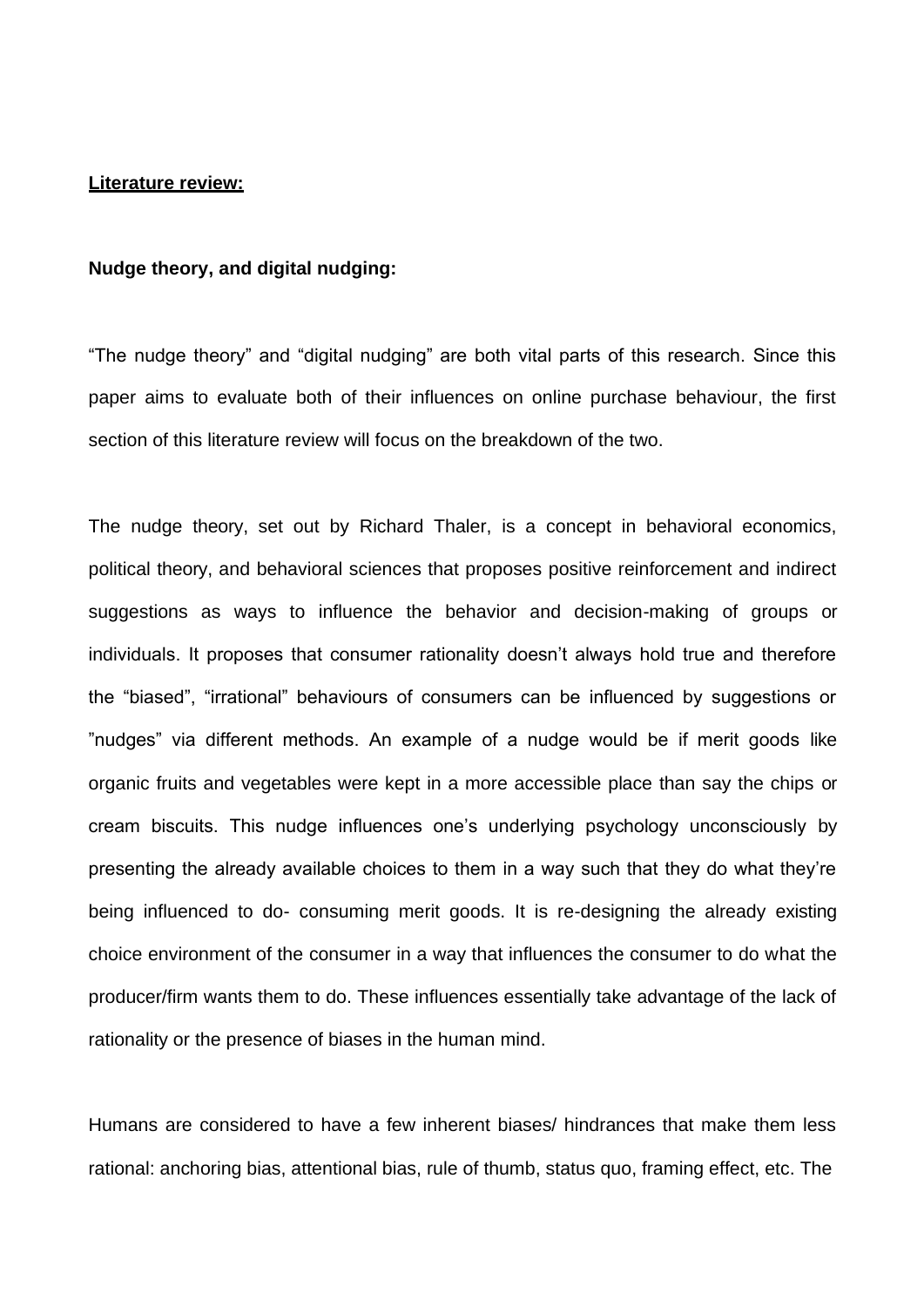**Literature review:**

**Nudge theory, and digital nudging:**

“The nudge theory” and “digital nudging” are both vital parts of this research. Since this paper aims to evaluate both of their influences on online purchase behaviour, the first section of this literature review will focus on the breakdown of the two.

The nudge theory, set out by Richard Thaler, is a concept in behavioral economics, political theory, and behavioral sciences that proposes positive reinforcement and indirect suggestions as ways to influence the behavior and decision-making of groups or individuals. It proposes that consumer rationality doesn’t always hold true and therefore the “biased”, “irrational” behaviours of consumers can be influenced by suggestions or ”nudges” via different methods. An example of a nudge would be if merit goods like organic fruits and vegetables were kept in a more accessible place than say the chips or cream biscuits. This nudge influences one’s underlying psychology unconsciously by presenting the already available choices to them in a way such that they do what they’re being influenced to do- consuming merit goods. It is re-designing the already existing choice environment of the consumer in a way that influences the consumer to do what the producer/firm wants them to do. These influences essentially take advantage of the lack of rationality or the presence of biases in the human mind.

Humans are considered to have a few inherent biases/ hindrances that make them less rational: anchoring bias, attentional bias, rule of thumb, status quo, framing effect, etc. The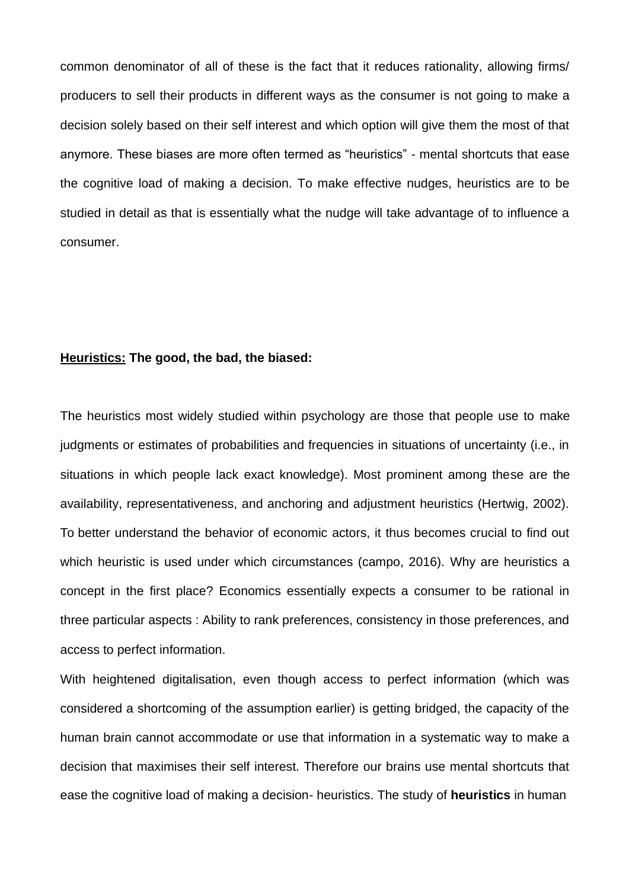common denominator of all of these is the fact that it reduces rationality, allowing firms/ producers to sell their products in different ways as the consumer is not going to make a decision solely based on their self interest and which option will give them the most of that anymore. These biases are more often termed as "heuristics" - mental shortcuts that ease the cognitive load of making a decision. To make effective nudges, heuristics are to be studied in detail as that is essentially what the nudge will take advantage of to influence a consumer.

**Heuristics: The good, the bad, the biased:**

The heuristics most widely studied within psychology are those that people use to make judgments or estimates of probabilities and frequencies in situations of uncertainty (i.e., in situations in which people lack exact knowledge). Most prominent among these are the availability, representativeness, and anchoring and adjustment heuristics (Hertwig, 2002). To better understand the behavior of economic actors, it thus becomes crucial to find out which heuristic is used under which circumstances (campo, 2016). Why are heuristics a concept in the first place? Economics essentially expects a consumer to be rational in three particular aspects : Ability to rank preferences, consistency in those preferences, and access to perfect information.

With heightened digitalisation, even though access to perfect information (which was considered a shortcoming of the assumption earlier) is getting bridged, the capacity of the human brain cannot accommodate or use that information in a systematic way to make a decision that maximises their self interest. Therefore our brains use mental shortcuts that ease the cognitive load of making a decision- heuristics. The study of **heuristics** in human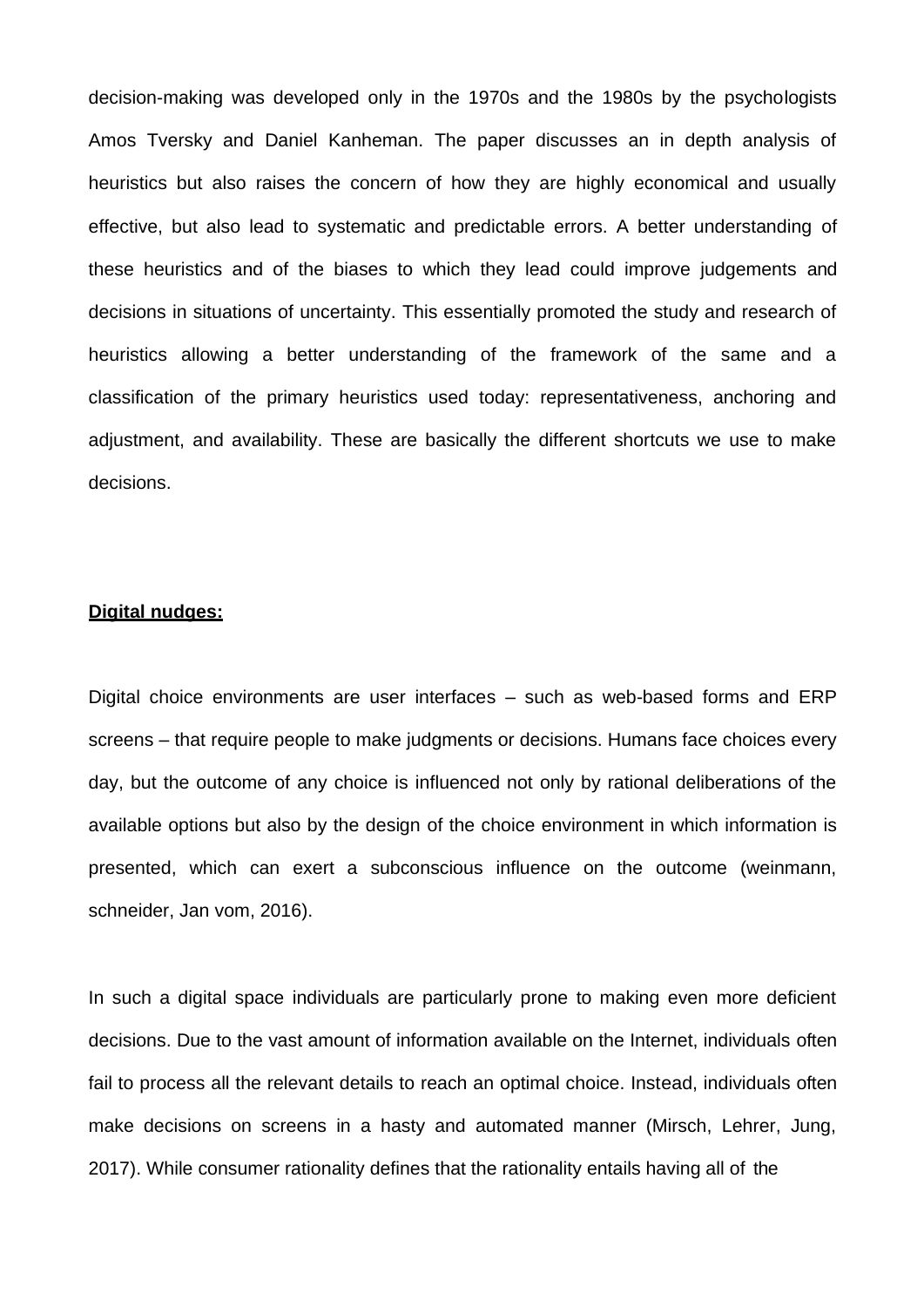decision-making was developed only in the 1970s and the 1980s by the psychologists Amos Tversky and Daniel Kanheman. The paper discusses an in depth analysis of heuristics but also raises the concern of how they are highly economical and usually effective, but also lead to systematic and predictable errors. A better understanding of these heuristics and of the biases to which they lead could improve judgements and decisions in situations of uncertainty. This essentially promoted the study and research of heuristics allowing a better understanding of the framework of the same and a classification of the primary heuristics used today: representativeness, anchoring and adjustment, and availability. These are basically the different shortcuts we use to make decisions.

**Digital nudges:**

Digital choice environments are user interfaces – such as web-based forms and ERP screens – that require people to make judgments or decisions. Humans face choices every day, but the outcome of any choice is influenced not only by rational deliberations of the available options but also by the design of the choice environment in which information is presented, which can exert a subconscious influence on the outcome (weinmann, schneider, Jan vom, 2016).

In such a digital space individuals are particularly prone to making even more deficient decisions. Due to the vast amount of information available on the Internet, individuals often fail to process all the relevant details to reach an optimal choice. Instead, individuals often make decisions on screens in a hasty and automated manner (Mirsch, Lehrer, Jung, 2017). While consumer rationality defines that the rationality entails having all of the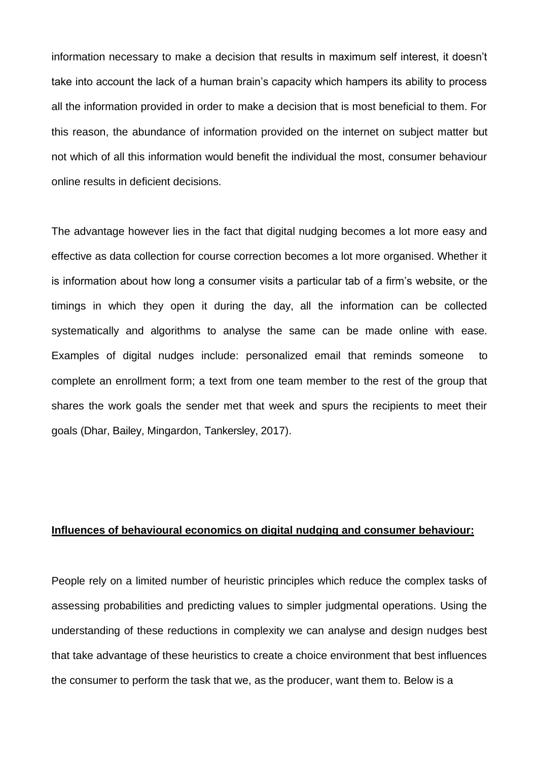information necessary to make a decision that results in maximum self interest, it doesn't take into account the lack of a human brain's capacity which hampers its ability to process all the information provided in order to make a decision that is most beneficial to them. For this reason, the abundance of information provided on the internet on subject matter but not which of all this information would benefit the individual the most, consumer behaviour online results in deficient decisions.

The advantage however lies in the fact that digital nudging becomes a lot more easy and effective as data collection for course correction becomes a lot more organised. Whether it is information about how long a consumer visits a particular tab of a firm's website, or the timings in which they open it during the day, all the information can be collected systematically and algorithms to analyse the same can be made online with ease. Examples of digital nudges include: personalized email that reminds someone to complete an enrollment form; a text from one team member to the rest of the group that shares the work goals the sender met that week and spurs the recipients to meet their goals (Dhar, Bailey, Mingardon, Tankersley, 2017).

**Influences of behavioural economics on digital nudging and consumer behaviour:**

People rely on a limited number of heuristic principles which reduce the complex tasks of assessing probabilities and predicting values to simpler judgmental operations. Using the understanding of these reductions in complexity we can analyse and design nudges best that take advantage of these heuristics to create a choice environment that best influences the consumer to perform the task that we, as the producer, want them to. Below is a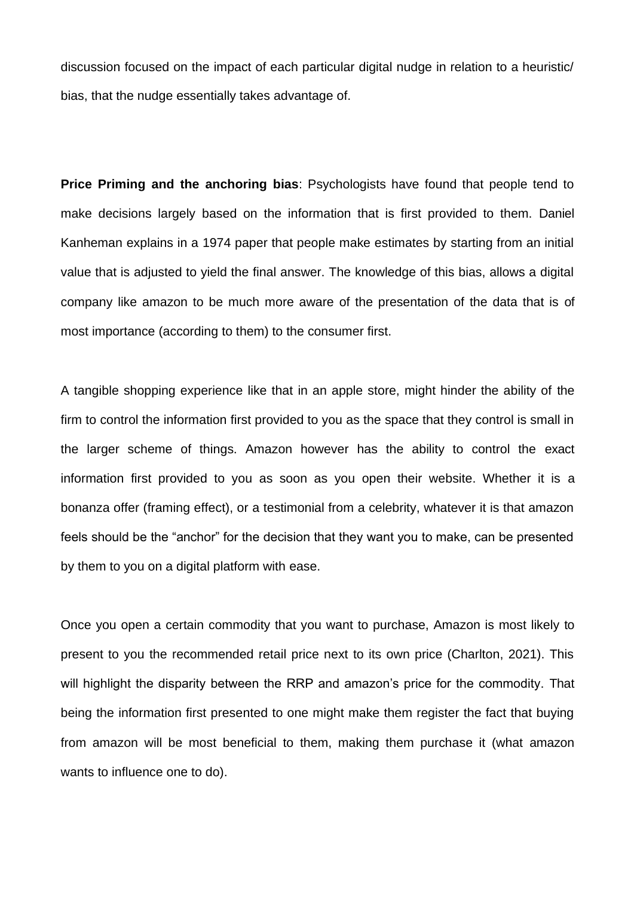discussion focused on the impact of each particular digital nudge in relation to a heuristic/ bias, that the nudge essentially takes advantage of.

**Price Priming and the anchoring bias**: Psychologists have found that people tend to make decisions largely based on the information that is first provided to them. Daniel Kanheman explains in a 1974 paper that people make estimates by starting from an initial value that is adjusted to yield the final answer. The knowledge of this bias, allows a digital company like amazon to be much more aware of the presentation of the data that is of most importance (according to them) to the consumer first.

A tangible shopping experience like that in an apple store, might hinder the ability of the firm to control the information first provided to you as the space that they control is small in the larger scheme of things. Amazon however has the ability to control the exact information first provided to you as soon as you open their website. Whether it is a bonanza offer (framing effect), or a testimonial from a celebrity, whatever it is that amazon feels should be the "anchor" for the decision that they want you to make, can be presented by them to you on a digital platform with ease.

Once you open a certain commodity that you want to purchase, Amazon is most likely to present to you the recommended retail price next to its own price (Charlton, 2021). This will highlight the disparity between the RRP and amazon's price for the commodity. That being the information first presented to one might make them register the fact that buying from amazon will be most beneficial to them, making them purchase it (what amazon wants to influence one to do).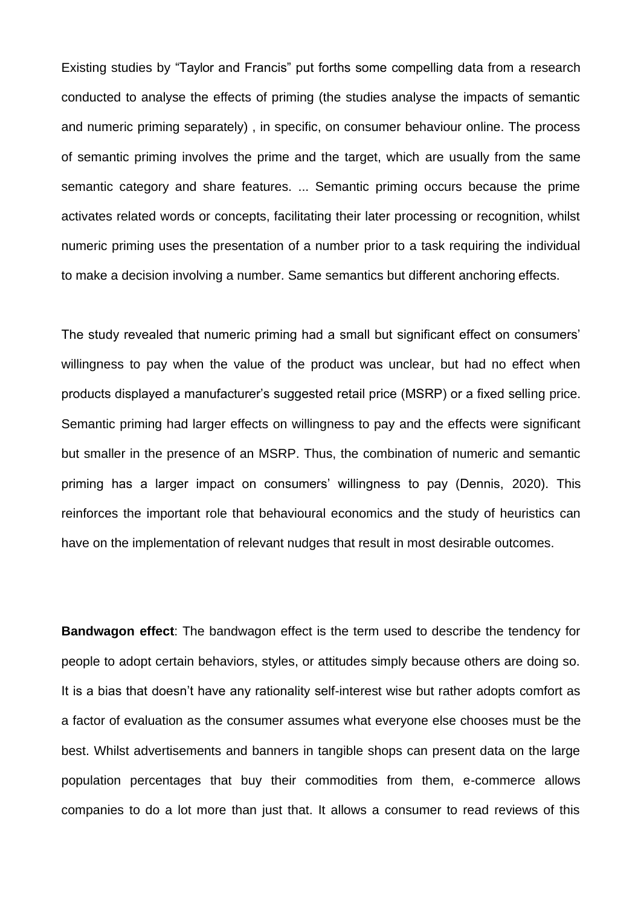Existing studies by “Taylor and Francis” put forths some compelling data from a research conducted to analyse the effects of priming (the studies analyse the impacts of semantic and numeric priming separately) , in specific, on consumer behaviour online. The process of semantic priming involves the prime and the target, which are usually from the same semantic category and share features. ... Semantic priming occurs because the prime activates related words or concepts, facilitating their later processing or recognition, whilst numeric priming uses the presentation of a number prior to a task requiring the individual to make a decision involving a number. Same semantics but different anchoring effects.

The study revealed that numeric priming had a small but significant effect on consumers' willingness to pay when the value of the product was unclear, but had no effect when products displayed a manufacturer's suggested retail price (MSRP) or a fixed selling price. Semantic priming had larger effects on willingness to pay and the effects were significant but smaller in the presence of an MSRP. Thus, the combination of numeric and semantic priming has a larger impact on consumers' willingness to pay (Dennis, 2020). This reinforces the important role that behavioural economics and the study of heuristics can have on the implementation of relevant nudges that result in most desirable outcomes.

**Bandwagon effect**: The bandwagon effect is the term used to describe the tendency for people to adopt certain behaviors, styles, or attitudes simply because others are doing so. It is a bias that doesn't have any rationality self-interest wise but rather adopts comfort as a factor of evaluation as the consumer assumes what everyone else chooses must be the best. Whilst advertisements and banners in tangible shops can present data on the large population percentages that buy their commodities from them, e-commerce allows companies to do a lot more than just that. It allows a consumer to read reviews of this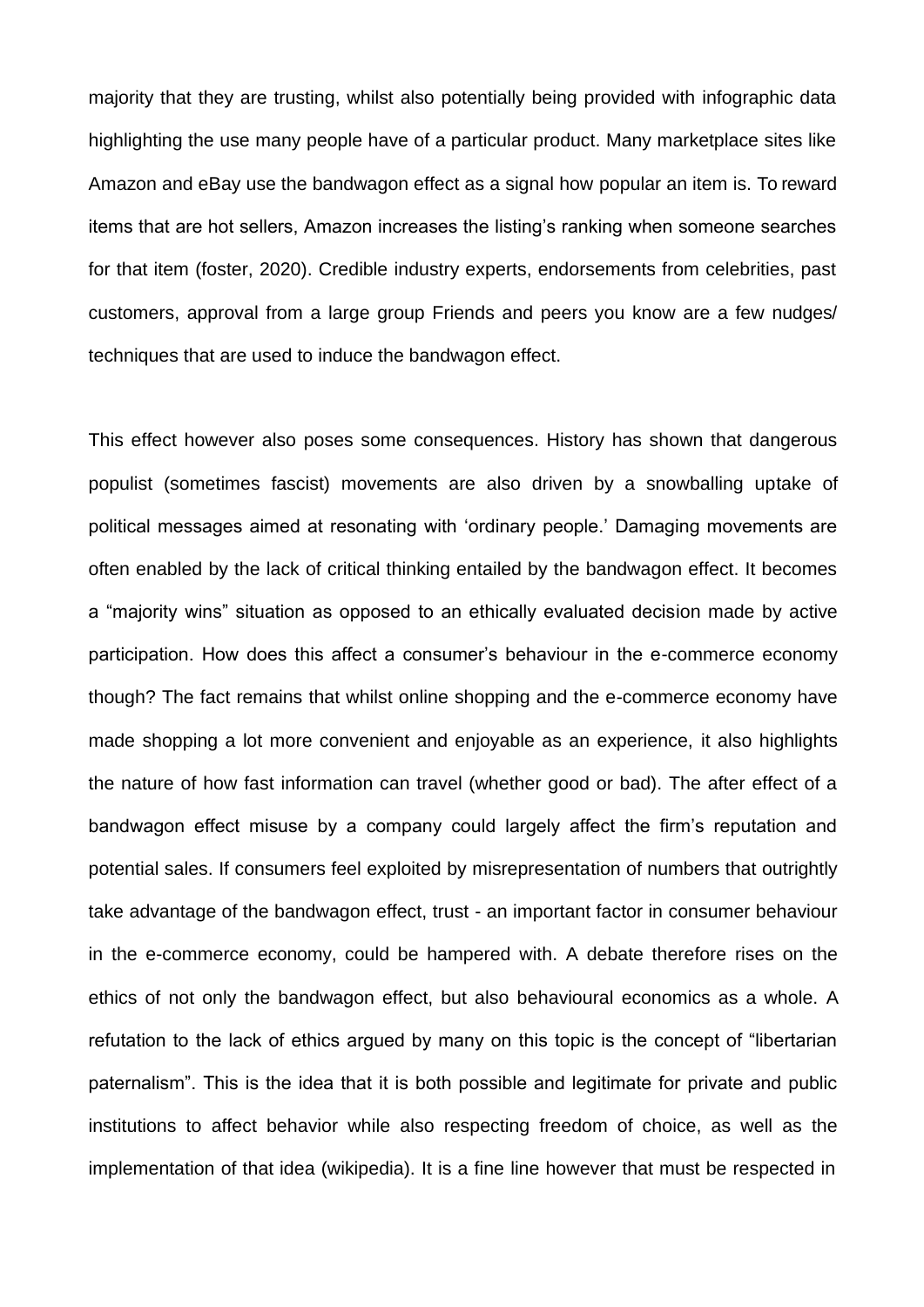majority that they are trusting, whilst also potentially being provided with infographic data highlighting the use many people have of a particular product. Many marketplace sites like Amazon and eBay use the bandwagon effect as a signal how popular an item is. To reward items that are hot sellers, Amazon increases the listing's ranking when someone searches for that item (foster, 2020). Credible industry experts, endorsements from celebrities, past customers, approval from a large group Friends and peers you know are a few nudges/ techniques that are used to induce the bandwagon effect.

This effect however also poses some consequences. History has shown that dangerous populist (sometimes fascist) movements are also driven by a snowballing uptake of political messages aimed at resonating with 'ordinary people.' Damaging movements are often enabled by the lack of critical thinking entailed by the bandwagon effect. It becomes a "majority wins" situation as opposed to an ethically evaluated decision made by active participation. How does this affect a consumer's behaviour in the e-commerce economy though? The fact remains that whilst online shopping and the e-commerce economy have made shopping a lot more convenient and enjoyable as an experience, it also highlights the nature of how fast information can travel (whether good or bad). The after effect of a bandwagon effect misuse by a company could largely affect the firm's reputation and potential sales. If consumers feel exploited by misrepresentation of numbers that outrightly take advantage of the bandwagon effect, trust - an important factor in consumer behaviour in the e-commerce economy, could be hampered with. A debate therefore rises on the ethics of not only the bandwagon effect, but also behavioural economics as a whole. A refutation to the lack of ethics argued by many on this topic is the concept of "libertarian paternalism". This is the idea that it is both possible and legitimate for private and public institutions to affect behavior while also respecting freedom of choice, as well as the implementation of that idea (wikipedia). It is a fine line however that must be respected in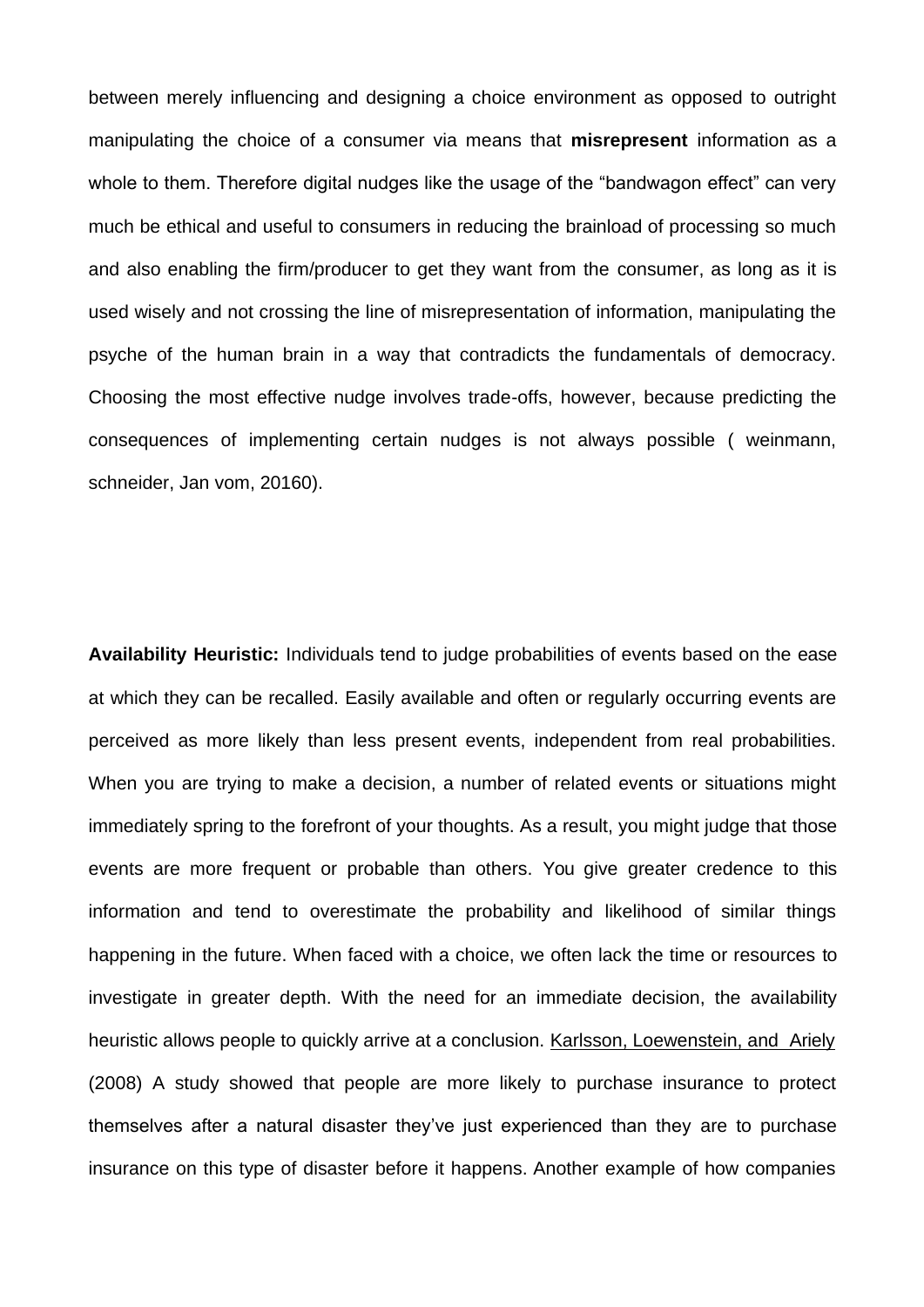between merely influencing and designing a choice environment as opposed to outright manipulating the choice of a consumer via means that **misrepresent** information as a whole to them. Therefore digital nudges like the usage of the "bandwagon effect" can very much be ethical and useful to consumers in reducing the brainload of processing so much and also enabling the firm/producer to get they want from the consumer, as long as it is used wisely and not crossing the line of misrepresentation of information, manipulating the psyche of the human brain in a way that contradicts the fundamentals of democracy. Choosing the most effective nudge involves trade-offs, however, because predicting the consequences of implementing certain nudges is not always possible ( weinmann, schneider, Jan vom, 20160).

**Availability Heuristic:** Individuals tend to judge probabilities of events based on the ease at which they can be recalled. Easily available and often or regularly occurring events are perceived as more likely than less present events, independent from real probabilities. When you are trying to make a decision, a number of related events or situations might immediately spring to the forefront of your thoughts. As a result, you might judge that those events are more frequent or probable than others. You give greater credence to this information and tend to overestimate the probability and likelihood of similar things happening in the future. When faced with a choice, we often lack the time or resources to investigate in greater depth. With the need for an immediate decision, the availability heuristic allows people to quickly arrive at a conclusion. Karlsson, Loewenstein, and Ariely (2008) A study showed that people are more likely to purchase insurance to protect themselves after a natural disaster they've just experienced than they are to purchase insurance on this type of disaster before it happens. Another example of how companies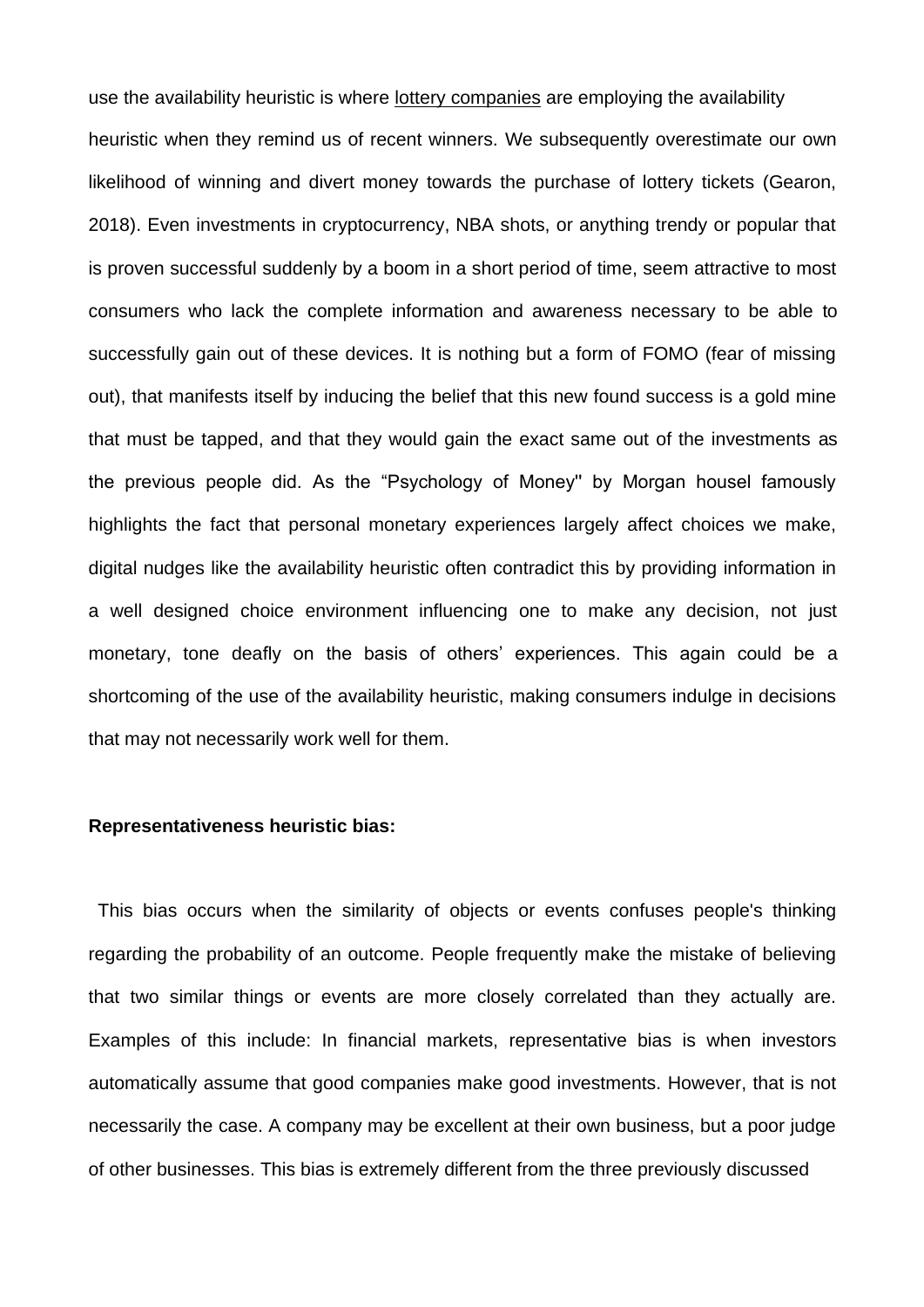use the availability heuristic is where lottery companies are employing the availability heuristic when they remind us of recent winners. We subsequently overestimate our own likelihood of winning and divert money towards the purchase of lottery tickets (Gearon, 2018). Even investments in cryptocurrency, NBA shots, or anything trendy or popular that is proven successful suddenly by a boom in a short period of time, seem attractive to most consumers who lack the complete information and awareness necessary to be able to successfully gain out of these devices. It is nothing but a form of FOMO (fear of missing out), that manifests itself by inducing the belief that this new found success is a gold mine that must be tapped, and that they would gain the exact same out of the investments as the previous people did. As the "Psychology of Money" by Morgan housel famously highlights the fact that personal monetary experiences largely affect choices we make, digital nudges like the availability heuristic often contradict this by providing information in a well designed choice environment influencing one to make any decision, not just monetary, tone deafly on the basis of others' experiences. This again could be a shortcoming of the use of the availability heuristic, making consumers indulge in decisions that may not necessarily work well for them.

**Representativeness heuristic bias:**

This bias occurs when the similarity of objects or events confuses people's thinking regarding the probability of an outcome. People frequently make the mistake of believing that two similar things or events are more closely correlated than they actually are. Examples of this include: In financial markets, representative bias is when investors automatically assume that good companies make good investments. However, that is not necessarily the case. A company may be excellent at their own business, but a poor judge of other businesses. This bias is extremely different from the three previously discussed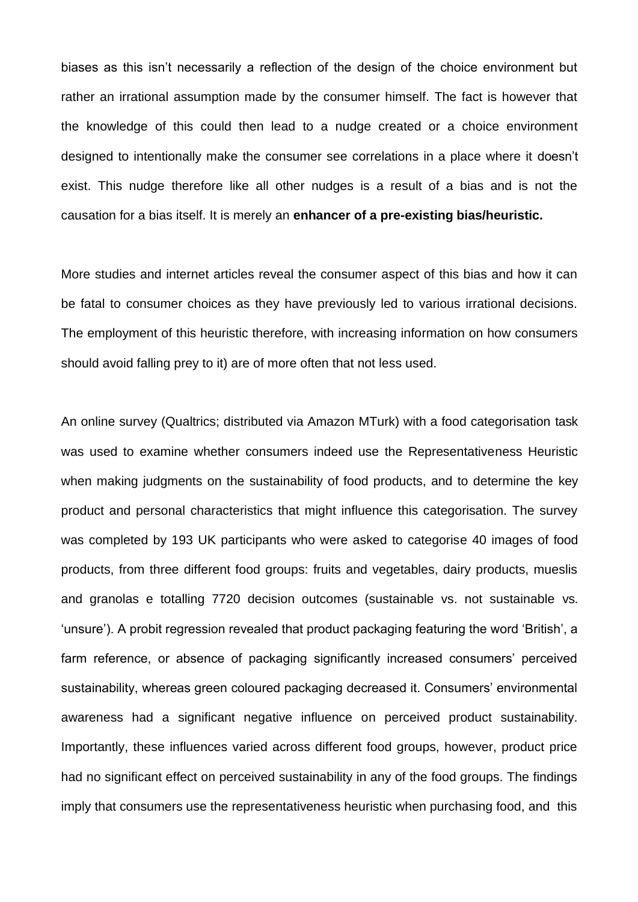biases as this isn't necessarily a reflection of the design of the choice environment but rather an irrational assumption made by the consumer himself. The fact is however that the knowledge of this could then lead to a nudge created or a choice environment designed to intentionally make the consumer see correlations in a place where it doesn't exist. This nudge therefore like all other nudges is a result of a bias and is not the causation for a bias itself. It is merely an **enhancer of a pre-existing bias/heuristic.**

More studies and internet articles reveal the consumer aspect of this bias and how it can be fatal to consumer choices as they have previously led to various irrational decisions. The employment of this heuristic therefore, with increasing information on how consumers should avoid falling prey to it) are of more often that not less used.

An online survey (Qualtrics; distributed via Amazon MTurk) with a food categorisation task was used to examine whether consumers indeed use the Representativeness Heuristic when making judgments on the sustainability of food products, and to determine the key product and personal characteristics that might influence this categorisation. The survey was completed by 193 UK participants who were asked to categorise 40 images of food products, from three different food groups: fruits and vegetables, dairy products, mueslis and granolas e totalling 7720 decision outcomes (sustainable vs. not sustainable vs. 'unsure'). A probit regression revealed that product packaging featuring the word 'British', a farm reference, or absence of packaging significantly increased consumers' perceived sustainability, whereas green coloured packaging decreased it. Consumers' environmental awareness had a significant negative influence on perceived product sustainability. Importantly, these influences varied across different food groups, however, product price had no significant effect on perceived sustainability in any of the food groups. The findings imply that consumers use the representativeness heuristic when purchasing food, and this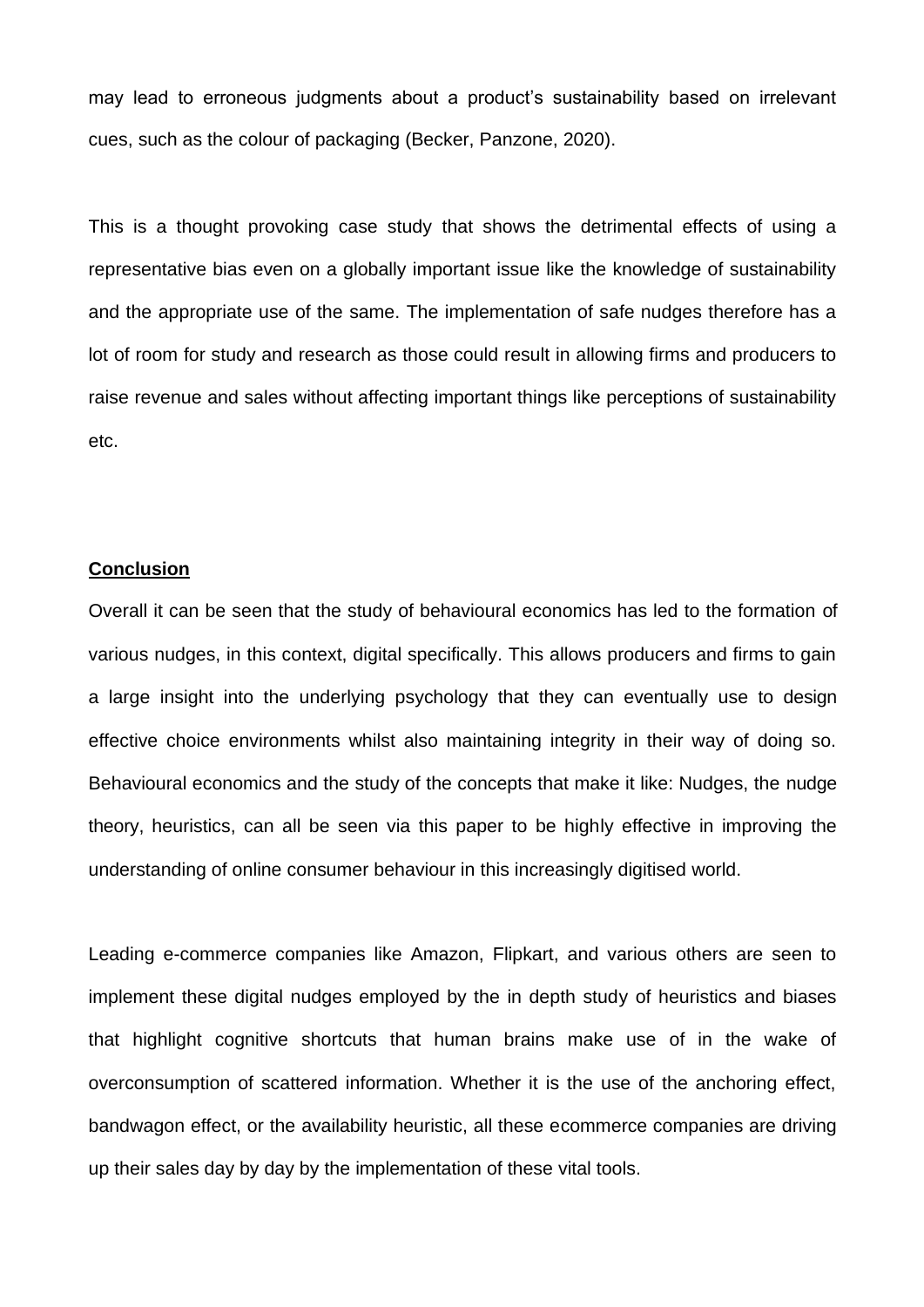may lead to erroneous judgments about a product's sustainability based on irrelevant cues, such as the colour of packaging (Becker, Panzone, 2020).

This is a thought provoking case study that shows the detrimental effects of using a representative bias even on a globally important issue like the knowledge of sustainability and the appropriate use of the same. The implementation of safe nudges therefore has a lot of room for study and research as those could result in allowing firms and producers to raise revenue and sales without affecting important things like perceptions of sustainability etc.

## Conclusion

Overall it can be seen that the study of behavioural economics has led to the formation of various nudges, in this context, digital specifically. This allows producers and firms to gain a large insight into the underlying psychology that they can eventually use to design effective choice environments whilst also maintaining integrity in their way of doing so. Behavioural economics and the study of the concepts that make it like: Nudges, the nudge theory, heuristics, can all be seen via this paper to be highly effective in improving the understanding of online consumer behaviour in this increasingly digitised world.

Leading e-commerce companies like Amazon, Flipkart, and various others are seen to implement these digital nudges employed by the in depth study of heuristics and biases that highlight cognitive shortcuts that human brains make use of in the wake of overconsumption of scattered information. Whether it is the use of the anchoring effect, bandwagon effect, or the availability heuristic, all these ecommerce companies are driving up their sales day by day by the implementation of these vital tools.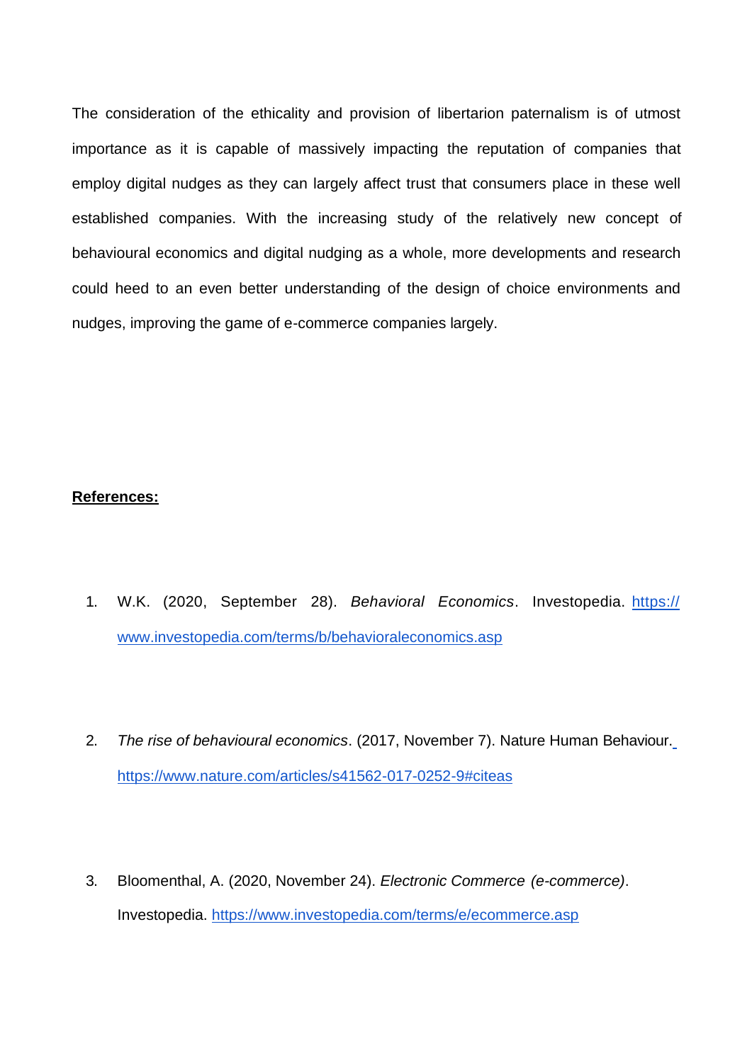The consideration of the ethicality and provision of libertarion paternalism is of utmost importance as it is capable of massively impacting the reputation of companies that employ digital nudges as they can largely affect trust that consumers place in these well established companies. With the increasing study of the relatively new concept of behavioural economics and digital nudging as a whole, more developments and research could heed to an even better understanding of the design of choice environments and nudges, improving the game of e-commerce companies largely.

**References:**

1. W.K. (2020, September 28). *Behavioral Economics*. Investopedia. https://www.investopedia.com/terms/b/behavioraleconomics.asp

2. *The rise of behavioural economics*. (2017, November 7). Nature Human Behaviour. https://www.nature.com/articles/s41562-017-0252-9#citeas

3. Bloomenthal, A. (2020, November 24). *Electronic Commerce (e-commerce)*. Investopedia. https://www.investopedia.com/terms/e/ecommerce.asp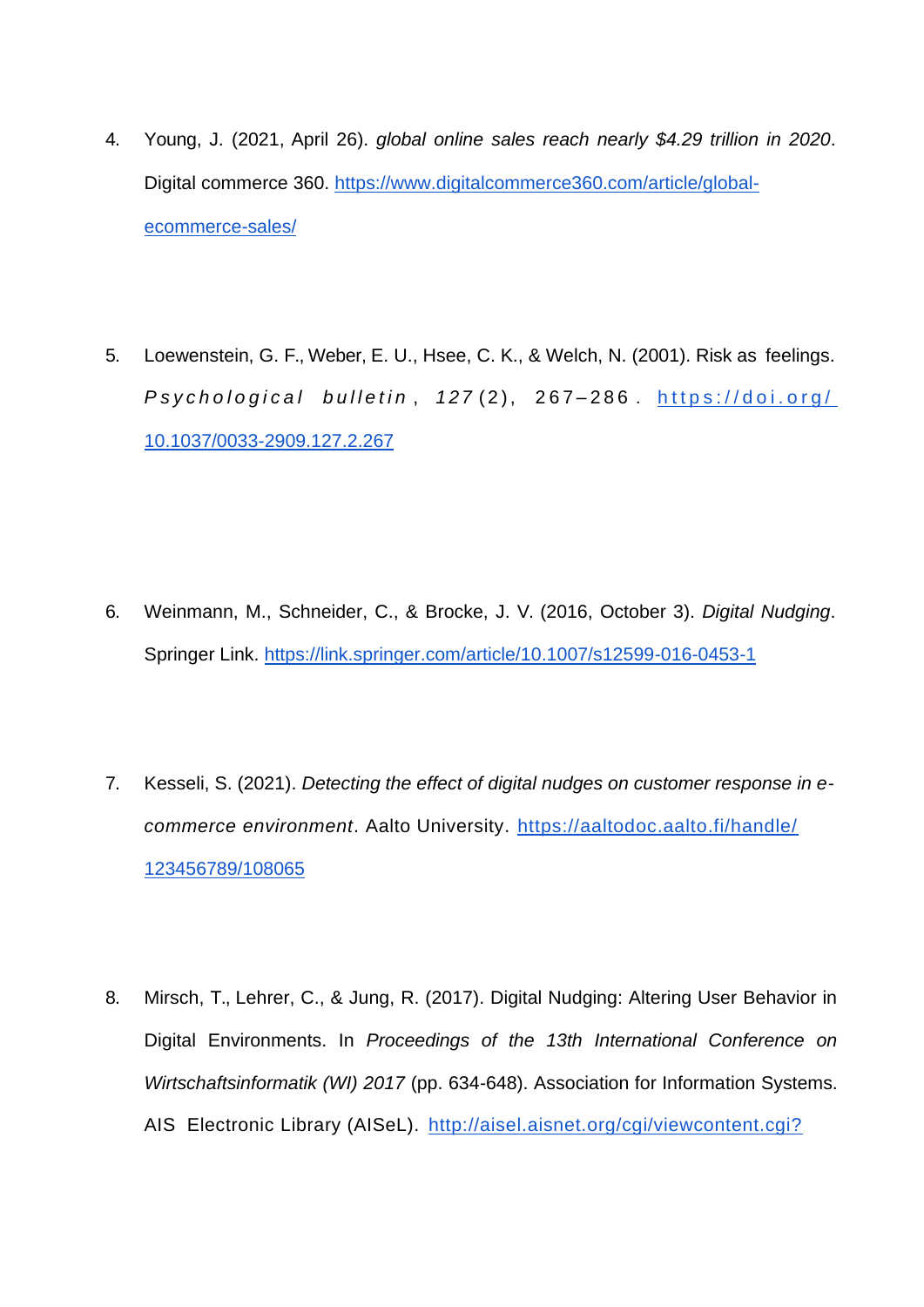4. Young, J. (2021, April 26). *global online sales reach nearly $4.29 trillion in 2020*. Digital commerce 360. https://www.digitalcommerce360.com/article/global-ecommerce-sales/

5. Loewenstein, G. F., Weber, E. U., Hsee, C. K., & Welch, N. (2001). Risk as feelings. *Psychological bulletin*, *127*(2), 267–286. https://doi.org/10.1037/0033-2909.127.2.267

6. Weinmann, M., Schneider, C., & Brocke, J. V. (2016, October 3). *Digital Nudging*. Springer Link. https://link.springer.com/article/10.1007/s12599-016-0453-1

7. Kesseli, S. (2021). *Detecting the effect of digital nudges on customer response in e-commerce environment*. Aalto University. https://aaltodoc.aalto.fi/handle/123456789/108065

8. Mirsch, T., Lehrer, C., & Jung, R. (2017). Digital Nudging: Altering User Behavior in Digital Environments. In *Proceedings of the 13th International Conference on Wirtschaftsinformatik (WI) 2017* (pp. 634-648). Association for Information Systems. AIS Electronic Library (AISeL). http://aisel.aisnet.org/cgi/viewcontent.cgi?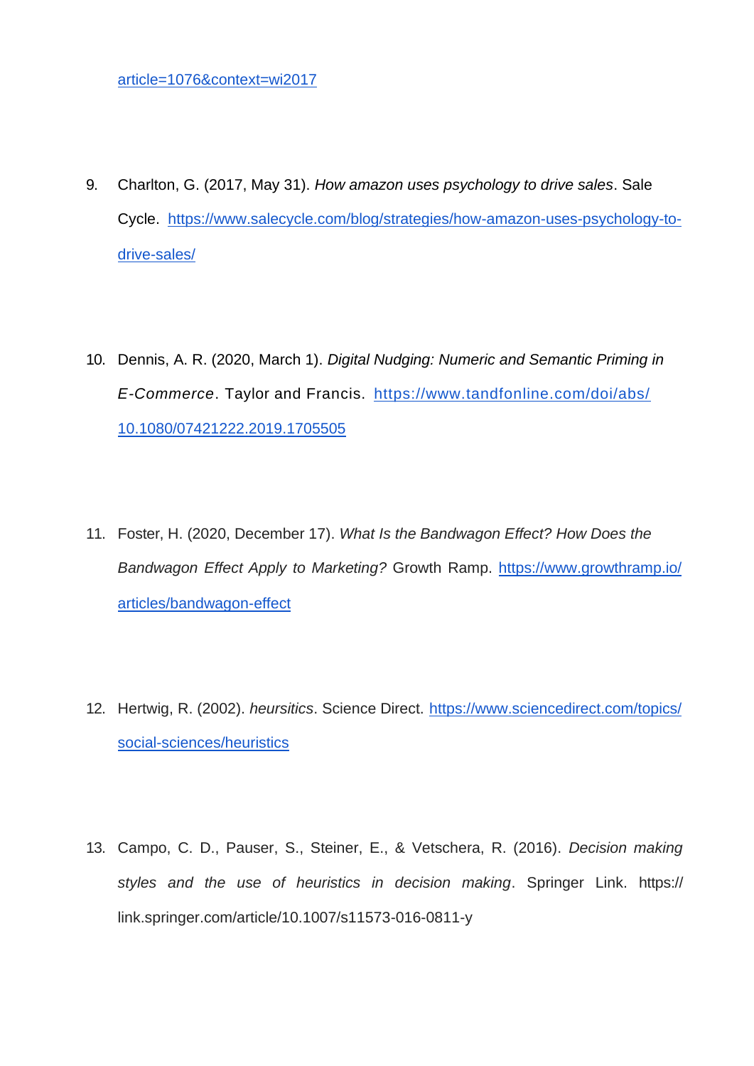article=1076&context=wi2017

9. Charlton, G. (2017, May 31). *How amazon uses psychology to drive sales*. Sale Cycle. https://www.salecycle.com/blog/strategies/how-amazon-uses-psychology-to-drive-sales/

10. Dennis, A. R. (2020, March 1). *Digital Nudging: Numeric and Semantic Priming in E-Commerce*. Taylor and Francis. https://www.tandfonline.com/doi/abs/10.1080/07421222.2019.1705505

11. Foster, H. (2020, December 17). *What Is the Bandwagon Effect? How Does the Bandwagon Effect Apply to Marketing?* Growth Ramp. https://www.growthramp.io/articles/bandwagon-effect

12. Hertwig, R. (2002). *heursitics*. Science Direct. https://www.sciencedirect.com/topics/social-sciences/heuristics

13. Campo, C. D., Pauser, S., Steiner, E., & Vetschera, R. (2016). *Decision making styles and the use of heuristics in decision making*. Springer Link. https://link.springer.com/article/10.1007/s11573-016-0811-y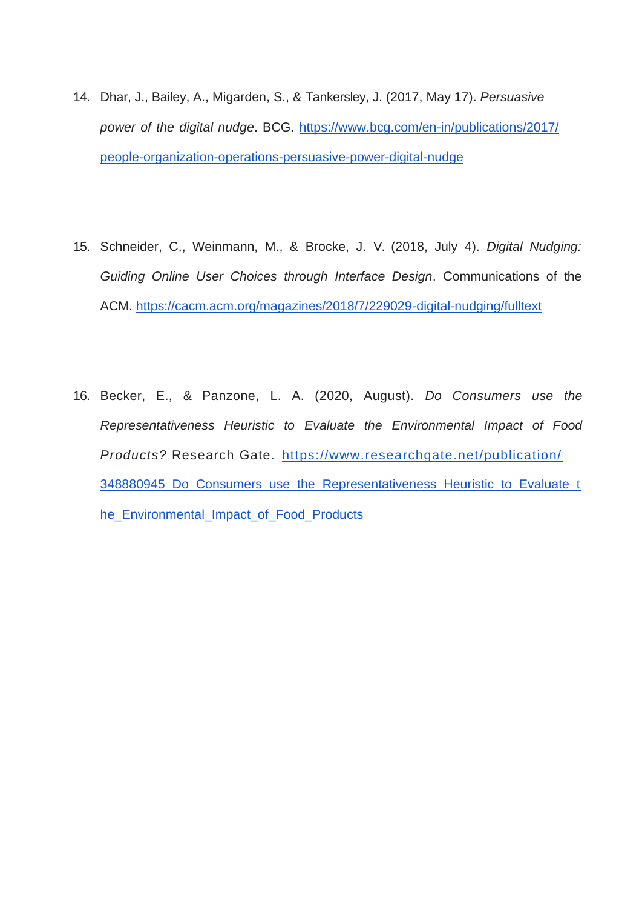14. Dhar, J., Bailey, A., Migarden, S., & Tankersley, J. (2017, May 17). *Persuasive power of the digital nudge*. BCG. https://www.bcg.com/en-in/publications/2017/people-organization-operations-persuasive-power-digital-nudge

15. Schneider, C., Weinmann, M., & Brocke, J. V. (2018, July 4). *Digital Nudging: Guiding Online User Choices through Interface Design*. Communications of the ACM. https://cacm.acm.org/magazines/2018/7/229029-digital-nudging/fulltext

16. Becker, E., & Panzone, L. A. (2020, August). *Do Consumers use the Representativeness Heuristic to Evaluate the Environmental Impact of Food Products?* Research Gate. https://www.researchgate.net/publication/348880945_Do_Consumers_use_the_Representativeness_Heuristic_to_Evaluate_the_Environmental_Impact_of_Food_Products